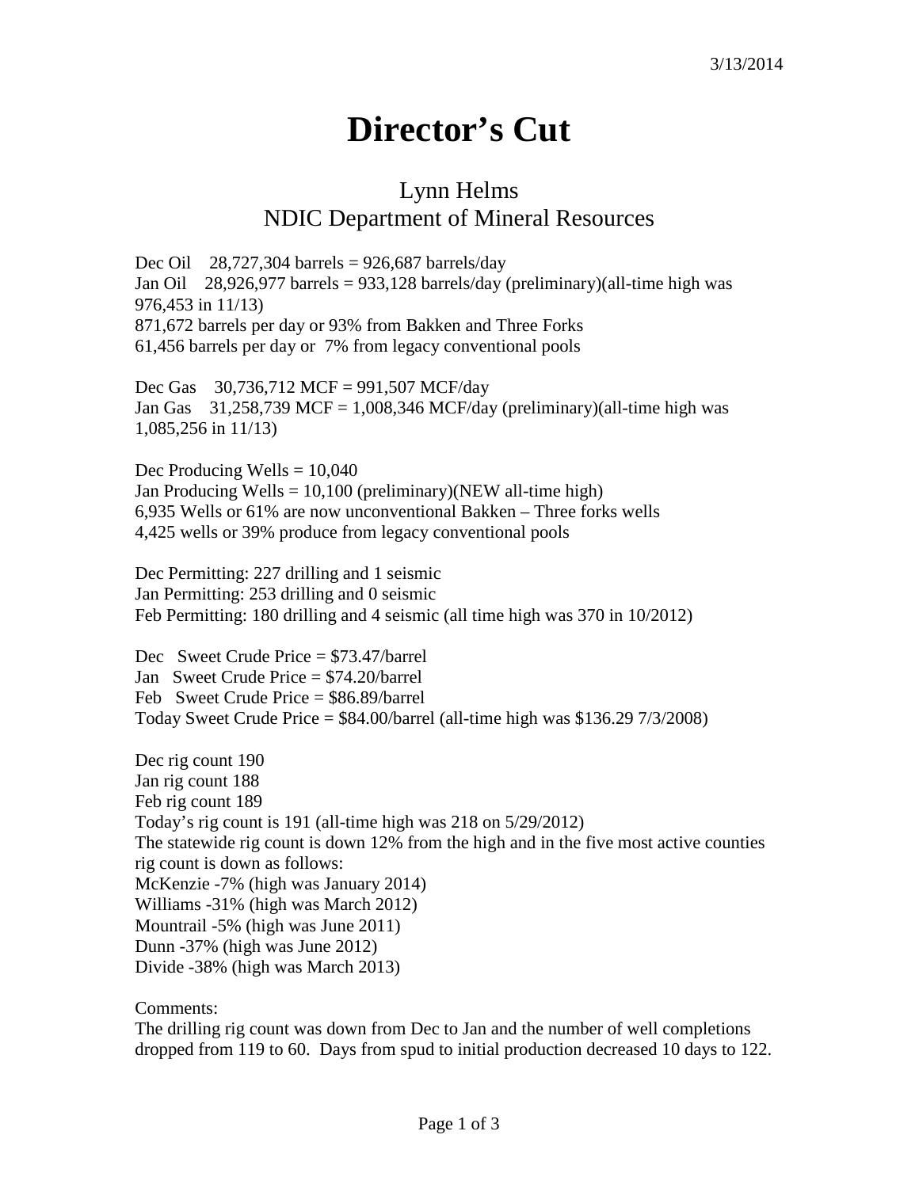3/13/2014

# Director's Cut

## Lynn Helms
## NDIC Department of Mineral Resources

Dec Oil 28,727,304 barrels = 926,687 barrels/day
Jan Oil 28,926,977 barrels = 933,128 barrels/day (preliminary)(all-time high was 976,453 in 11/13)
871,672 barrels per day or 93% from Bakken and Three Forks
61,456 barrels per day or 7% from legacy conventional pools

Dec Gas 30,736,712 MCF = 991,507 MCF/day
Jan Gas 31,258,739 MCF = 1,008,346 MCF/day (preliminary)(all-time high was 1,085,256 in 11/13)

Dec Producing Wells = 10,040
Jan Producing Wells = 10,100 (preliminary)(NEW all-time high)
6,935 Wells or 61% are now unconventional Bakken – Three forks wells
4,425 wells or 39% produce from legacy conventional pools

Dec Permitting: 227 drilling and 1 seismic
Jan Permitting: 253 drilling and 0 seismic
Feb Permitting: 180 drilling and 4 seismic (all time high was 370 in 10/2012)

Dec Sweet Crude Price = $73.47/barrel
Jan Sweet Crude Price = $74.20/barrel
Feb Sweet Crude Price = $86.89/barrel
Today Sweet Crude Price = $84.00/barrel (all-time high was $136.29 7/3/2008)

Dec rig count 190
Jan rig count 188
Feb rig count 189
Today's rig count is 191 (all-time high was 218 on 5/29/2012)
The statewide rig count is down 12% from the high and in the five most active counties rig count is down as follows:
McKenzie -7% (high was January 2014)
Williams -31% (high was March 2012)
Mountrail -5% (high was June 2011)
Dunn -37% (high was June 2012)
Divide -38% (high was March 2013)

Comments:
The drilling rig count was down from Dec to Jan and the number of well completions dropped from 119 to 60. Days from spud to initial production decreased 10 days to 122.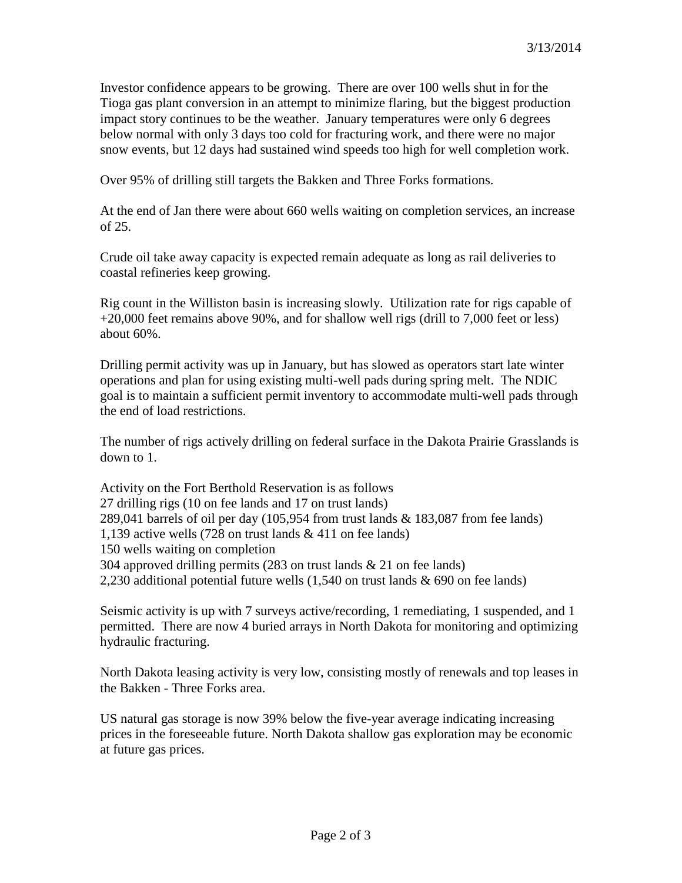3/13/2014

Investor confidence appears to be growing. There are over 100 wells shut in for the Tioga gas plant conversion in an attempt to minimize flaring, but the biggest production impact story continues to be the weather. January temperatures were only 6 degrees below normal with only 3 days too cold for fracturing work, and there were no major snow events, but 12 days had sustained wind speeds too high for well completion work.

Over 95% of drilling still targets the Bakken and Three Forks formations.

At the end of Jan there were about 660 wells waiting on completion services, an increase of 25.

Crude oil take away capacity is expected remain adequate as long as rail deliveries to coastal refineries keep growing.

Rig count in the Williston basin is increasing slowly. Utilization rate for rigs capable of +20,000 feet remains above 90%, and for shallow well rigs (drill to 7,000 feet or less) about 60%.

Drilling permit activity was up in January, but has slowed as operators start late winter operations and plan for using existing multi-well pads during spring melt. The NDIC goal is to maintain a sufficient permit inventory to accommodate multi-well pads through the end of load restrictions.

The number of rigs actively drilling on federal surface in the Dakota Prairie Grasslands is down to 1.

Activity on the Fort Berthold Reservation is as follows
27 drilling rigs (10 on fee lands and 17 on trust lands)
289,041 barrels of oil per day (105,954 from trust lands & 183,087 from fee lands)
1,139 active wells (728 on trust lands & 411 on fee lands)
150 wells waiting on completion
304 approved drilling permits (283 on trust lands & 21 on fee lands)
2,230 additional potential future wells (1,540 on trust lands & 690 on fee lands)

Seismic activity is up with 7 surveys active/recording, 1 remediating, 1 suspended, and 1 permitted. There are now 4 buried arrays in North Dakota for monitoring and optimizing hydraulic fracturing.

North Dakota leasing activity is very low, consisting mostly of renewals and top leases in the Bakken - Three Forks area.

US natural gas storage is now 39% below the five-year average indicating increasing prices in the foreseeable future. North Dakota shallow gas exploration may be economic at future gas prices.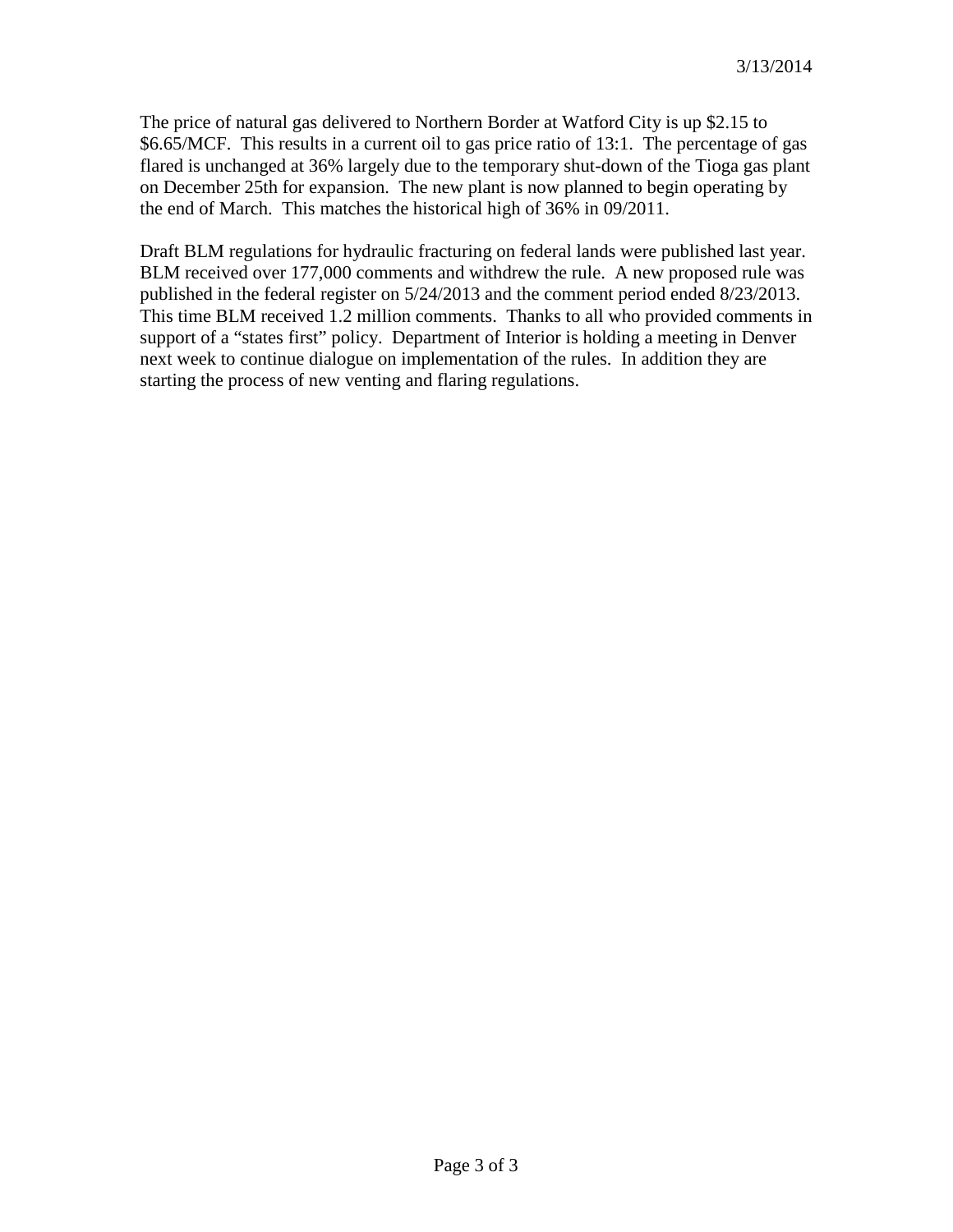The price of natural gas delivered to Northern Border at Watford City is up $2.15 to $6.65/MCF. This results in a current oil to gas price ratio of 13:1. The percentage of gas flared is unchanged at 36% largely due to the temporary shut-down of the Tioga gas plant on December 25th for expansion. The new plant is now planned to begin operating by the end of March. This matches the historical high of 36% in 09/2011.

Draft BLM regulations for hydraulic fracturing on federal lands were published last year. BLM received over 177,000 comments and withdrew the rule. A new proposed rule was published in the federal register on 5/24/2013 and the comment period ended 8/23/2013. This time BLM received 1.2 million comments. Thanks to all who provided comments in support of a "states first" policy. Department of Interior is holding a meeting in Denver next week to continue dialogue on implementation of the rules. In addition they are starting the process of new venting and flaring regulations.